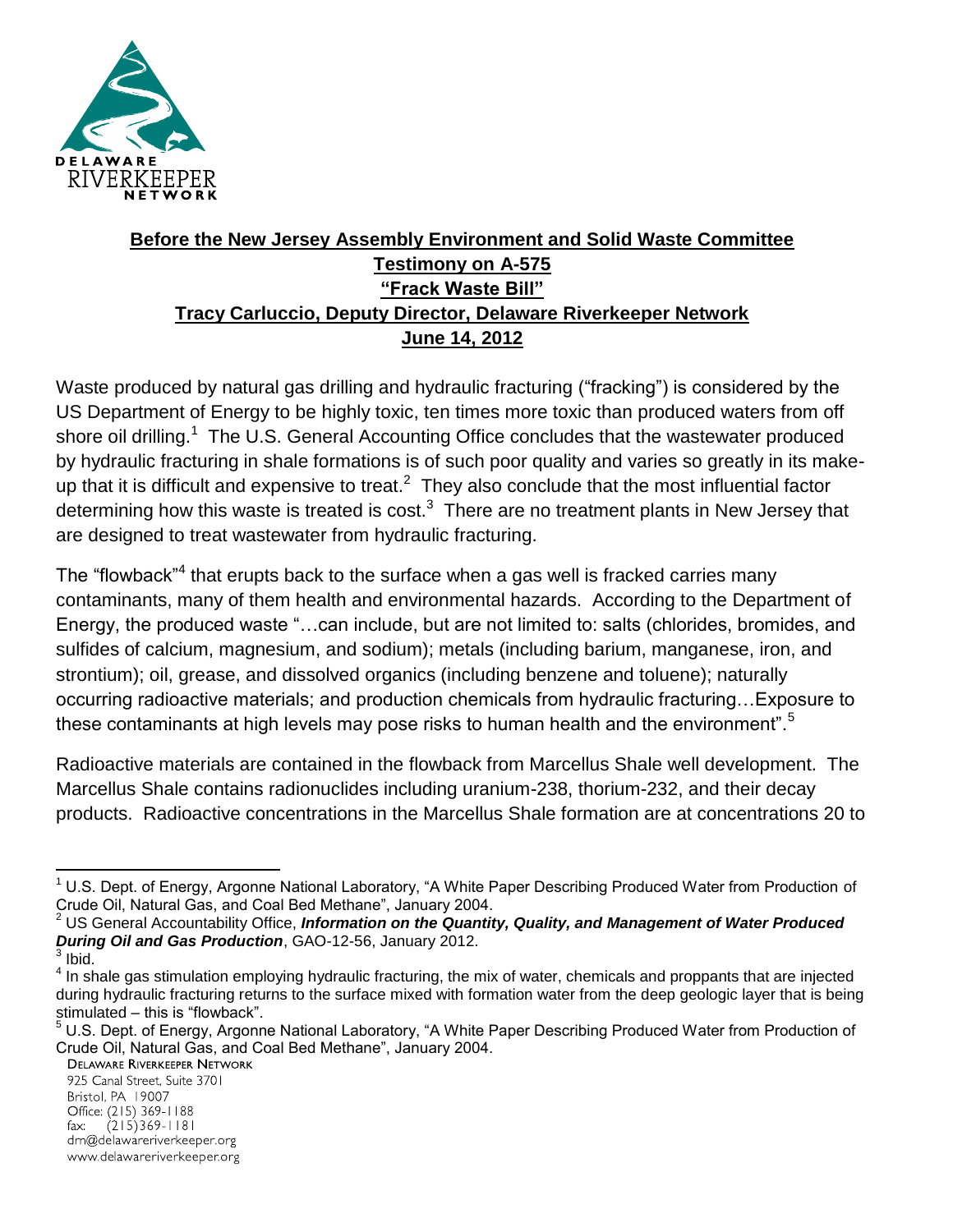**Before the New Jersey Assembly Environment and Solid Waste Committee**
**Testimony on A-575**
**"Frack Waste Bill"**
**Tracy Carluccio, Deputy Director, Delaware Riverkeeper Network**
**June 14, 2012**

Waste produced by natural gas drilling and hydraulic fracturing ("fracking") is considered by the US Department of Energy to be highly toxic, ten times more toxic than produced waters from off shore oil drilling.[1] The U.S. General Accounting Office concludes that the wastewater produced by hydraulic fracturing in shale formations is of such poor quality and varies so greatly in its make-up that it is difficult and expensive to treat.[2] They also conclude that the most influential factor determining how this waste is treated is cost.[3] There are no treatment plants in New Jersey that are designed to treat wastewater from hydraulic fracturing.

The "flowback"[4] that erupts back to the surface when a gas well is fracked carries many contaminants, many of them health and environmental hazards. According to the Department of Energy, the produced waste "…can include, but are not limited to: salts (chlorides, bromides, and sulfides of calcium, magnesium, and sodium); metals (including barium, manganese, iron, and strontium); oil, grease, and dissolved organics (including benzene and toluene); naturally occurring radioactive materials; and production chemicals from hydraulic fracturing…Exposure to these contaminants at high levels may pose risks to human health and the environment".[5]

Radioactive materials are contained in the flowback from Marcellus Shale well development. The Marcellus Shale contains radionuclides including uranium-238, thorium-232, and their decay products. Radioactive concentrations in the Marcellus Shale formation are at concentrations 20 to

---

[1] U.S. Dept. of Energy, Argonne National Laboratory, "A White Paper Describing Produced Water from Production of Crude Oil, Natural Gas, and Coal Bed Methane", January 2004.

[2] US General Accountability Office, ***Information on the Quantity, Quality, and Management of Water Produced During Oil and Gas Production***, GAO-12-56, January 2012.

[3] Ibid.

[4] In shale gas stimulation employing hydraulic fracturing, the mix of water, chemicals and proppants that are injected during hydraulic fracturing returns to the surface mixed with formation water from the deep geologic layer that is being stimulated – this is "flowback".

[5] U.S. Dept. of Energy, Argonne National Laboratory, "A White Paper Describing Produced Water from Production of Crude Oil, Natural Gas, and Coal Bed Methane", January 2004.

DELAWARE RIVERKEEPER NETWORK
925 Canal Street, Suite 3701
Bristol, PA 19007
Office: (215) 369-1188
fax: (215)369-1181
drn@delawareriverkeeper.org
www.delawareriverkeeper.org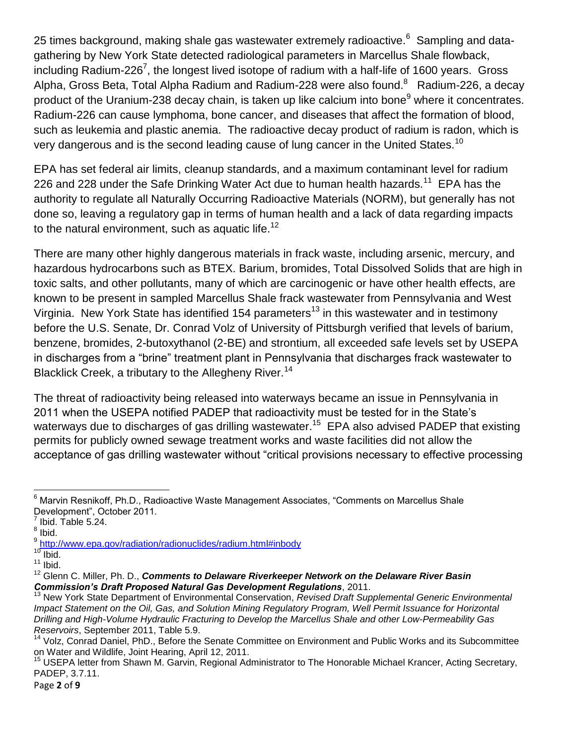25 times background, making shale gas wastewater extremely radioactive.[6] Sampling and data-gathering by New York State detected radiological parameters in Marcellus Shale flowback, including Radium-226[7], the longest lived isotope of radium with a half-life of 1600 years. Gross Alpha, Gross Beta, Total Alpha Radium and Radium-228 were also found.[8] Radium-226, a decay product of the Uranium-238 decay chain, is taken up like calcium into bone[9] where it concentrates. Radium-226 can cause lymphoma, bone cancer, and diseases that affect the formation of blood, such as leukemia and plastic anemia. The radioactive decay product of radium is radon, which is very dangerous and is the second leading cause of lung cancer in the United States.[10]

EPA has set federal air limits, cleanup standards, and a maximum contaminant level for radium 226 and 228 under the Safe Drinking Water Act due to human health hazards.[11] EPA has the authority to regulate all Naturally Occurring Radioactive Materials (NORM), but generally has not done so, leaving a regulatory gap in terms of human health and a lack of data regarding impacts to the natural environment, such as aquatic life.[12]

There are many other highly dangerous materials in frack waste, including arsenic, mercury, and hazardous hydrocarbons such as BTEX. Barium, bromides, Total Dissolved Solids that are high in toxic salts, and other pollutants, many of which are carcinogenic or have other health effects, are known to be present in sampled Marcellus Shale frack wastewater from Pennsylvania and West Virginia. New York State has identified 154 parameters[13] in this wastewater and in testimony before the U.S. Senate, Dr. Conrad Volz of University of Pittsburgh verified that levels of barium, benzene, bromides, 2-butoxythanol (2-BE) and strontium, all exceeded safe levels set by USEPA in discharges from a "brine" treatment plant in Pennsylvania that discharges frack wastewater to Blacklick Creek, a tributary to the Allegheny River.[14]

The threat of radioactivity being released into waterways became an issue in Pennsylvania in 2011 when the USEPA notified PADEP that radioactivity must be tested for in the State's waterways due to discharges of gas drilling wastewater.[15] EPA also advised PADEP that existing permits for publicly owned sewage treatment works and waste facilities did not allow the acceptance of gas drilling wastewater without "critical provisions necessary to effective processing

---

[6] Marvin Resnikoff, Ph.D., Radioactive Waste Management Associates, "Comments on Marcellus Shale Development", October 2011.

[7] Ibid. Table 5.24.

[8] Ibid.

[9] http://www.epa.gov/radiation/radionuclides/radium.html#inbody

[10] Ibid.

[11] Ibid.

[12] Glenn C. Miller, Ph. D., ***Comments to Delaware Riverkeeper Network on the Delaware River Basin Commission's Draft Proposed Natural Gas Development Regulations***, 2011.

[13] New York State Department of Environmental Conservation, *Revised Draft Supplemental Generic Environmental Impact Statement on the Oil, Gas, and Solution Mining Regulatory Program, Well Permit Issuance for Horizontal Drilling and High-Volume Hydraulic Fracturing to Develop the Marcellus Shale and other Low-Permeability Gas Reservoirs*, September 2011, Table 5.9.

[14] Volz, Conrad Daniel, PhD., Before the Senate Committee on Environment and Public Works and its Subcommittee on Water and Wildlife, Joint Hearing, April 12, 2011.

[15] USEPA letter from Shawn M. Garvin, Regional Administrator to The Honorable Michael Krancer, Acting Secretary, PADEP, 3.7.11.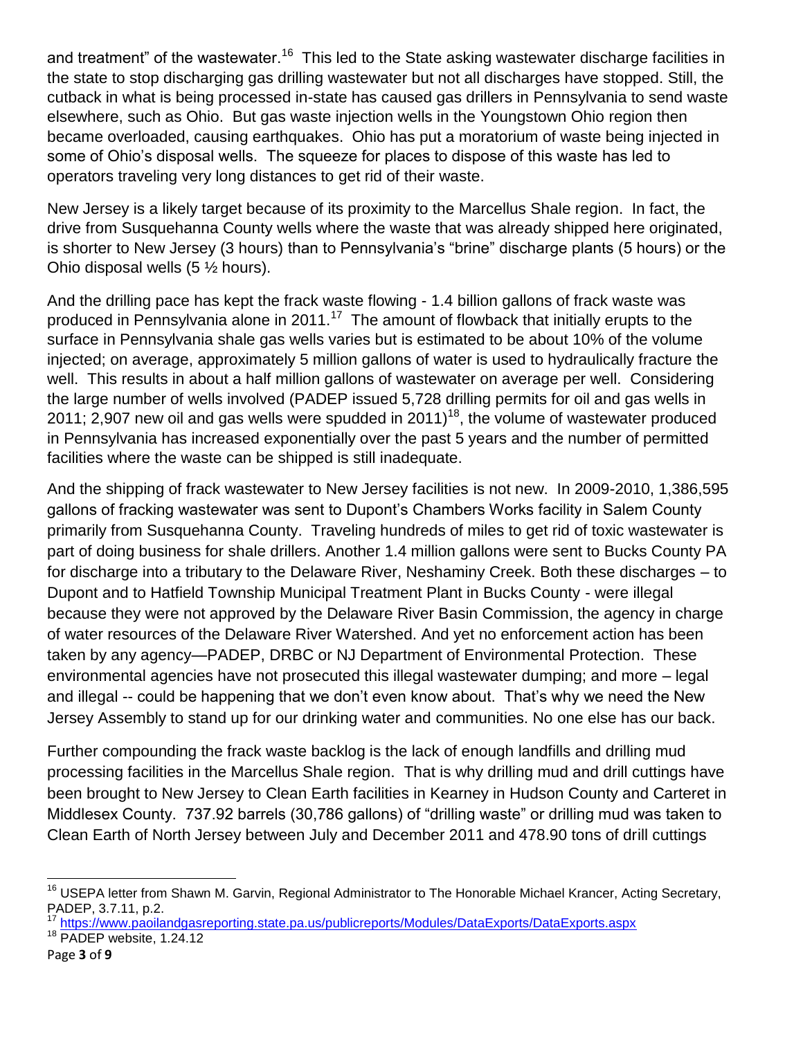and treatment" of the wastewater.[16] This led to the State asking wastewater discharge facilities in the state to stop discharging gas drilling wastewater but not all discharges have stopped. Still, the cutback in what is being processed in-state has caused gas drillers in Pennsylvania to send waste elsewhere, such as Ohio. But gas waste injection wells in the Youngstown Ohio region then became overloaded, causing earthquakes. Ohio has put a moratorium of waste being injected in some of Ohio's disposal wells. The squeeze for places to dispose of this waste has led to operators traveling very long distances to get rid of their waste.

New Jersey is a likely target because of its proximity to the Marcellus Shale region. In fact, the drive from Susquehanna County wells where the waste that was already shipped here originated, is shorter to New Jersey (3 hours) than to Pennsylvania's "brine" discharge plants (5 hours) or the Ohio disposal wells (5 ½ hours).

And the drilling pace has kept the frack waste flowing - 1.4 billion gallons of frack waste was produced in Pennsylvania alone in 2011.[17] The amount of flowback that initially erupts to the surface in Pennsylvania shale gas wells varies but is estimated to be about 10% of the volume injected; on average, approximately 5 million gallons of water is used to hydraulically fracture the well. This results in about a half million gallons of wastewater on average per well. Considering the large number of wells involved (PADEP issued 5,728 drilling permits for oil and gas wells in 2011; 2,907 new oil and gas wells were spudded in 2011)[18], the volume of wastewater produced in Pennsylvania has increased exponentially over the past 5 years and the number of permitted facilities where the waste can be shipped is still inadequate.

And the shipping of frack wastewater to New Jersey facilities is not new. In 2009-2010, 1,386,595 gallons of fracking wastewater was sent to Dupont's Chambers Works facility in Salem County primarily from Susquehanna County. Traveling hundreds of miles to get rid of toxic wastewater is part of doing business for shale drillers. Another 1.4 million gallons were sent to Bucks County PA for discharge into a tributary to the Delaware River, Neshaminy Creek. Both these discharges – to Dupont and to Hatfield Township Municipal Treatment Plant in Bucks County - were illegal because they were not approved by the Delaware River Basin Commission, the agency in charge of water resources of the Delaware River Watershed. And yet no enforcement action has been taken by any agency—PADEP, DRBC or NJ Department of Environmental Protection. These environmental agencies have not prosecuted this illegal wastewater dumping; and more – legal and illegal -- could be happening that we don't even know about. That's why we need the New Jersey Assembly to stand up for our drinking water and communities. No one else has our back.

Further compounding the frack waste backlog is the lack of enough landfills and drilling mud processing facilities in the Marcellus Shale region. That is why drilling mud and drill cuttings have been brought to New Jersey to Clean Earth facilities in Kearney in Hudson County and Carteret in Middlesex County. 737.92 barrels (30,786 gallons) of "drilling waste" or drilling mud was taken to Clean Earth of North Jersey between July and December 2011 and 478.90 tons of drill cuttings

---

[16] USEPA letter from Shawn M. Garvin, Regional Administrator to The Honorable Michael Krancer, Acting Secretary, PADEP, 3.7.11, p.2.

[17] https://www.paoilandgasreporting.state.pa.us/publicreports/Modules/DataExports/DataExports.aspx

[18] PADEP website, 1.24.12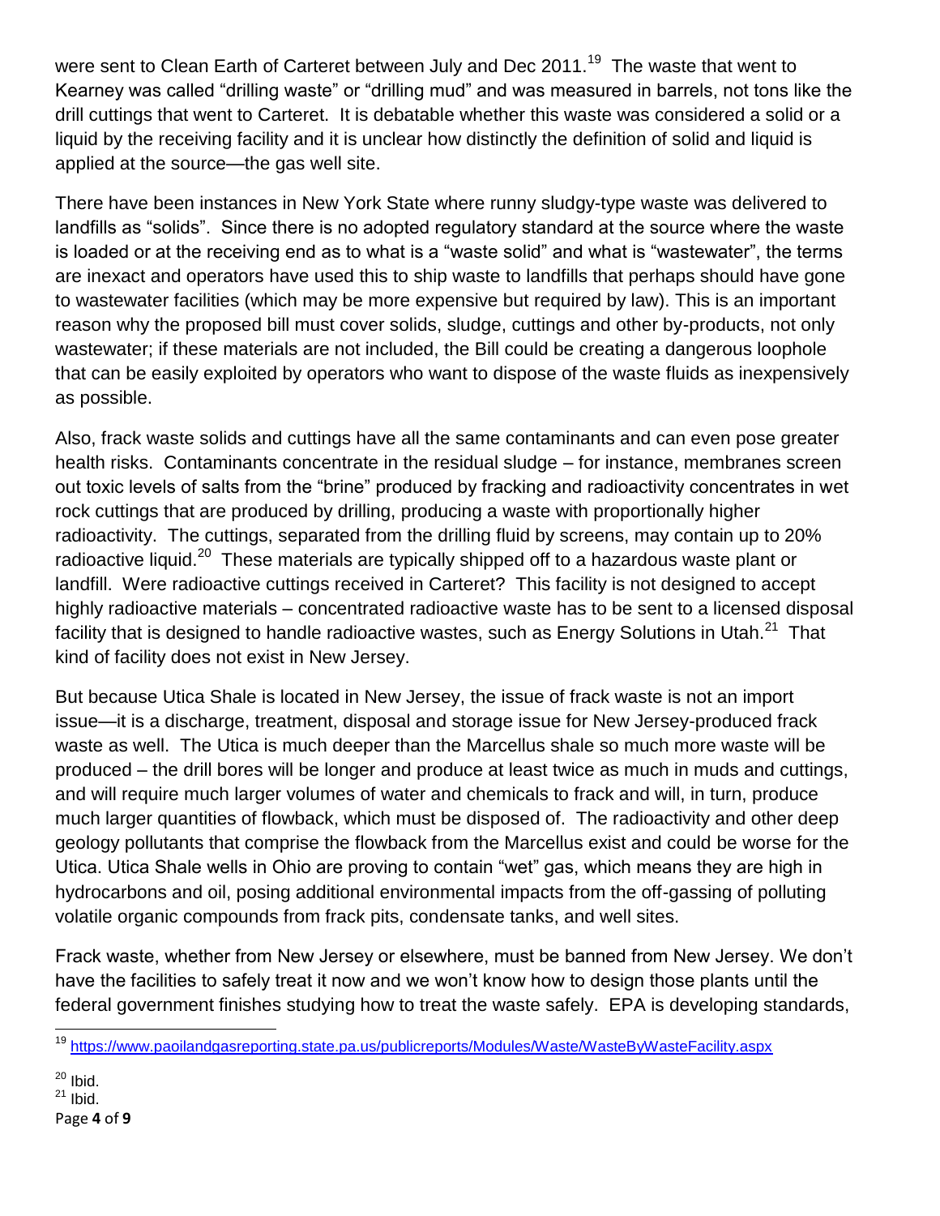were sent to Clean Earth of Carteret between July and Dec 2011.[19] The waste that went to Kearney was called "drilling waste" or "drilling mud" and was measured in barrels, not tons like the drill cuttings that went to Carteret. It is debatable whether this waste was considered a solid or a liquid by the receiving facility and it is unclear how distinctly the definition of solid and liquid is applied at the source—the gas well site.

There have been instances in New York State where runny sludgy-type waste was delivered to landfills as "solids". Since there is no adopted regulatory standard at the source where the waste is loaded or at the receiving end as to what is a "waste solid" and what is "wastewater", the terms are inexact and operators have used this to ship waste to landfills that perhaps should have gone to wastewater facilities (which may be more expensive but required by law). This is an important reason why the proposed bill must cover solids, sludge, cuttings and other by-products, not only wastewater; if these materials are not included, the Bill could be creating a dangerous loophole that can be easily exploited by operators who want to dispose of the waste fluids as inexpensively as possible.

Also, frack waste solids and cuttings have all the same contaminants and can even pose greater health risks. Contaminants concentrate in the residual sludge – for instance, membranes screen out toxic levels of salts from the "brine" produced by fracking and radioactivity concentrates in wet rock cuttings that are produced by drilling, producing a waste with proportionally higher radioactivity. The cuttings, separated from the drilling fluid by screens, may contain up to 20% radioactive liquid.[20] These materials are typically shipped off to a hazardous waste plant or landfill. Were radioactive cuttings received in Carteret? This facility is not designed to accept highly radioactive materials – concentrated radioactive waste has to be sent to a licensed disposal facility that is designed to handle radioactive wastes, such as Energy Solutions in Utah.[21] That kind of facility does not exist in New Jersey.

But because Utica Shale is located in New Jersey, the issue of frack waste is not an import issue—it is a discharge, treatment, disposal and storage issue for New Jersey-produced frack waste as well. The Utica is much deeper than the Marcellus shale so much more waste will be produced – the drill bores will be longer and produce at least twice as much in muds and cuttings, and will require much larger volumes of water and chemicals to frack and will, in turn, produce much larger quantities of flowback, which must be disposed of. The radioactivity and other deep geology pollutants that comprise the flowback from the Marcellus exist and could be worse for the Utica. Utica Shale wells in Ohio are proving to contain "wet" gas, which means they are high in hydrocarbons and oil, posing additional environmental impacts from the off-gassing of polluting volatile organic compounds from frack pits, condensate tanks, and well sites.

Frack waste, whether from New Jersey or elsewhere, must be banned from New Jersey. We don't have the facilities to safely treat it now and we won't know how to design those plants until the federal government finishes studying how to treat the waste safely. EPA is developing standards,

---

[19] https://www.paoilandgasreporting.state.pa.us/publicreports/Modules/Waste/WasteByWasteFacility.aspx

[20] Ibid.

[21] Ibid.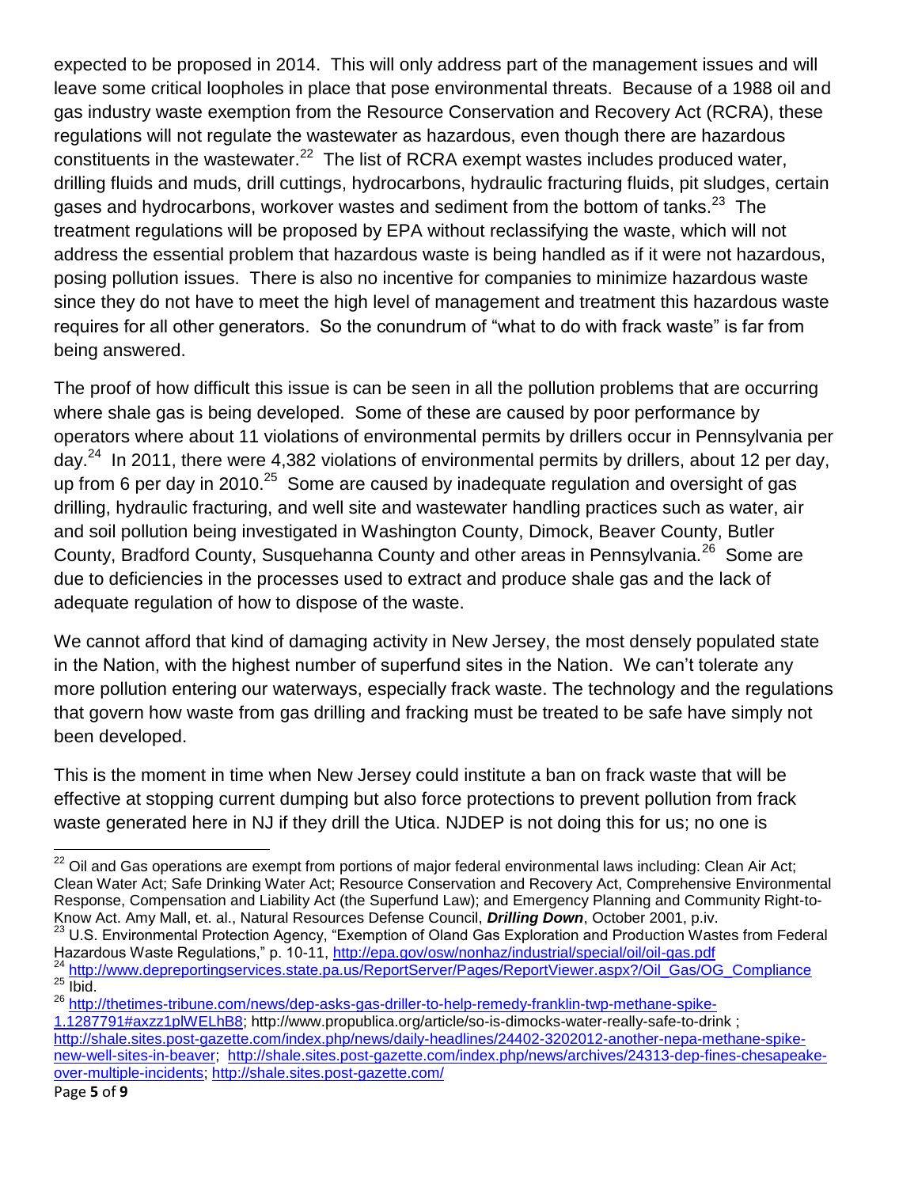expected to be proposed in 2014. This will only address part of the management issues and will leave some critical loopholes in place that pose environmental threats. Because of a 1988 oil and gas industry waste exemption from the Resource Conservation and Recovery Act (RCRA), these regulations will not regulate the wastewater as hazardous, even though there are hazardous constituents in the wastewater.[22] The list of RCRA exempt wastes includes produced water, drilling fluids and muds, drill cuttings, hydrocarbons, hydraulic fracturing fluids, pit sludges, certain gases and hydrocarbons, workover wastes and sediment from the bottom of tanks.[23] The treatment regulations will be proposed by EPA without reclassifying the waste, which will not address the essential problem that hazardous waste is being handled as if it were not hazardous, posing pollution issues. There is also no incentive for companies to minimize hazardous waste since they do not have to meet the high level of management and treatment this hazardous waste requires for all other generators. So the conundrum of "what to do with frack waste" is far from being answered.

The proof of how difficult this issue is can be seen in all the pollution problems that are occurring where shale gas is being developed. Some of these are caused by poor performance by operators where about 11 violations of environmental permits by drillers occur in Pennsylvania per day.[24] In 2011, there were 4,382 violations of environmental permits by drillers, about 12 per day, up from 6 per day in 2010.[25] Some are caused by inadequate regulation and oversight of gas drilling, hydraulic fracturing, and well site and wastewater handling practices such as water, air and soil pollution being investigated in Washington County, Dimock, Beaver County, Butler County, Bradford County, Susquehanna County and other areas in Pennsylvania.[26] Some are due to deficiencies in the processes used to extract and produce shale gas and the lack of adequate regulation of how to dispose of the waste.

We cannot afford that kind of damaging activity in New Jersey, the most densely populated state in the Nation, with the highest number of superfund sites in the Nation. We can't tolerate any more pollution entering our waterways, especially frack waste. The technology and the regulations that govern how waste from gas drilling and fracking must be treated to be safe have simply not been developed.

This is the moment in time when New Jersey could institute a ban on frack waste that will be effective at stopping current dumping but also force protections to prevent pollution from frack waste generated here in NJ if they drill the Utica. NJDEP is not doing this for us; no one is

---

[22] Oil and Gas operations are exempt from portions of major federal environmental laws including: Clean Air Act; Clean Water Act; Safe Drinking Water Act; Resource Conservation and Recovery Act, Comprehensive Environmental Response, Compensation and Liability Act (the Superfund Law); and Emergency Planning and Community Right-to-Know Act. Amy Mall, et. al., Natural Resources Defense Council, ***Drilling Down***, October 2001, p.iv.

[23] U.S. Environmental Protection Agency, "Exemption of Oland Gas Exploration and Production Wastes from Federal Hazardous Waste Regulations," p. 10-11, http://epa.gov/osw/nonhaz/industrial/special/oil/oil-gas.pdf

[24] http://www.depreportingservices.state.pa.us/ReportServer/Pages/ReportViewer.aspx?/Oil_Gas/OG_Compliance

[25] Ibid.

[26] http://thetimes-tribune.com/news/dep-asks-gas-driller-to-help-remedy-franklin-twp-methane-spike-1.1287791#axzz1plWELhB8; http://www.propublica.org/article/so-is-dimocks-water-really-safe-to-drink ; http://shale.sites.post-gazette.com/index.php/news/daily-headlines/24402-3202012-another-nepa-methane-spike-new-well-sites-in-beaver; http://shale.sites.post-gazette.com/index.php/news/archives/24313-dep-fines-chesapeake-over-multiple-incidents; http://shale.sites.post-gazette.com/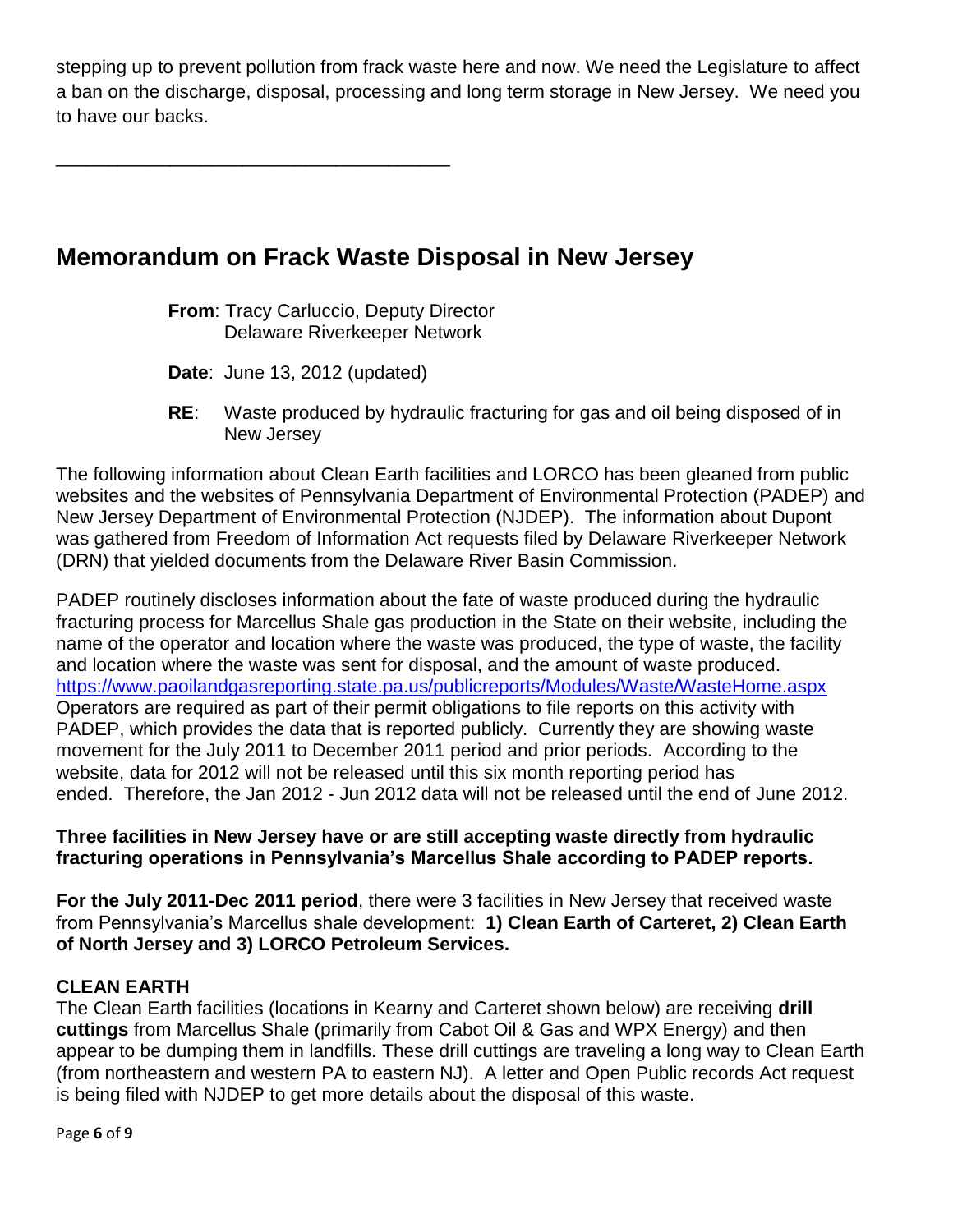stepping up to prevent pollution from frack waste here and now. We need the Legislature to affect a ban on the discharge, disposal, processing and long term storage in New Jersey. We need you to have our backs.

---

# Memorandum on Frack Waste Disposal in New Jersey

**From**: Tracy Carluccio, Deputy Director
Delaware Riverkeeper Network

**Date**: June 13, 2012 (updated)

**RE**: Waste produced by hydraulic fracturing for gas and oil being disposed of in New Jersey

The following information about Clean Earth facilities and LORCO has been gleaned from public websites and the websites of Pennsylvania Department of Environmental Protection (PADEP) and New Jersey Department of Environmental Protection (NJDEP). The information about Dupont was gathered from Freedom of Information Act requests filed by Delaware Riverkeeper Network (DRN) that yielded documents from the Delaware River Basin Commission.

PADEP routinely discloses information about the fate of waste produced during the hydraulic fracturing process for Marcellus Shale gas production in the State on their website, including the name of the operator and location where the waste was produced, the type of waste, the facility and location where the waste was sent for disposal, and the amount of waste produced. https://www.paoilandgasreporting.state.pa.us/publicreports/Modules/Waste/WasteHome.aspx Operators are required as part of their permit obligations to file reports on this activity with PADEP, which provides the data that is reported publicly. Currently they are showing waste movement for the July 2011 to December 2011 period and prior periods. According to the website, data for 2012 will not be released until this six month reporting period has ended. Therefore, the Jan 2012 - Jun 2012 data will not be released until the end of June 2012.

**Three facilities in New Jersey have or are still accepting waste directly from hydraulic fracturing operations in Pennsylvania's Marcellus Shale according to PADEP reports.**

**For the July 2011-Dec 2011 period**, there were 3 facilities in New Jersey that received waste from Pennsylvania's Marcellus shale development: **1) Clean Earth of Carteret, 2) Clean Earth of North Jersey and 3) LORCO Petroleum Services.**

**CLEAN EARTH**
The Clean Earth facilities (locations in Kearny and Carteret shown below) are receiving **drill cuttings** from Marcellus Shale (primarily from Cabot Oil & Gas and WPX Energy) and then appear to be dumping them in landfills. These drill cuttings are traveling a long way to Clean Earth (from northeastern and western PA to eastern NJ). A letter and Open Public records Act request is being filed with NJDEP to get more details about the disposal of this waste.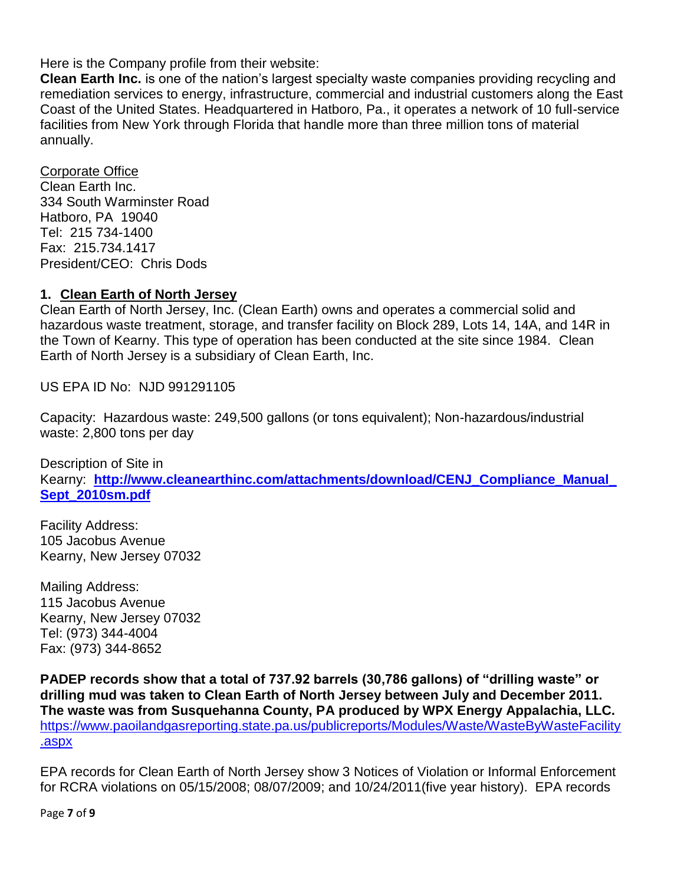Here is the Company profile from their website:

**Clean Earth Inc.** is one of the nation's largest specialty waste companies providing recycling and remediation services to energy, infrastructure, commercial and industrial customers along the East Coast of the United States. Headquartered in Hatboro, Pa., it operates a network of 10 full-service facilities from New York through Florida that handle more than three million tons of material annually.

Corporate Office
Clean Earth Inc.
334 South Warminster Road
Hatboro, PA 19040
Tel: 215 734-1400
Fax: 215.734.1417
President/CEO: Chris Dods

## 1. Clean Earth of North Jersey

Clean Earth of North Jersey, Inc. (Clean Earth) owns and operates a commercial solid and hazardous waste treatment, storage, and transfer facility on Block 289, Lots 14, 14A, and 14R in the Town of Kearny. This type of operation has been conducted at the site since 1984. Clean Earth of North Jersey is a subsidiary of Clean Earth, Inc.

US EPA ID No: NJD 991291105

Capacity: Hazardous waste: 249,500 gallons (or tons equivalent); Non-hazardous/industrial waste: 2,800 tons per day

Description of Site in Kearny: **http://www.cleanearthinc.com/attachments/download/CENJ_Compliance_Manual_Sept_2010sm.pdf**

Facility Address:
105 Jacobus Avenue
Kearny, New Jersey 07032

Mailing Address:
115 Jacobus Avenue
Kearny, New Jersey 07032
Tel: (973) 344-4004
Fax: (973) 344-8652

**PADEP records show that a total of 737.92 barrels (30,786 gallons) of "drilling waste" or drilling mud was taken to Clean Earth of North Jersey between July and December 2011. The waste was from Susquehanna County, PA produced by WPX Energy Appalachia, LLC.**
https://www.paoilandgasreporting.state.pa.us/publicreports/Modules/Waste/WasteByWasteFacility.aspx

EPA records for Clean Earth of North Jersey show 3 Notices of Violation or Informal Enforcement for RCRA violations on 05/15/2008; 08/07/2009; and 10/24/2011(five year history). EPA records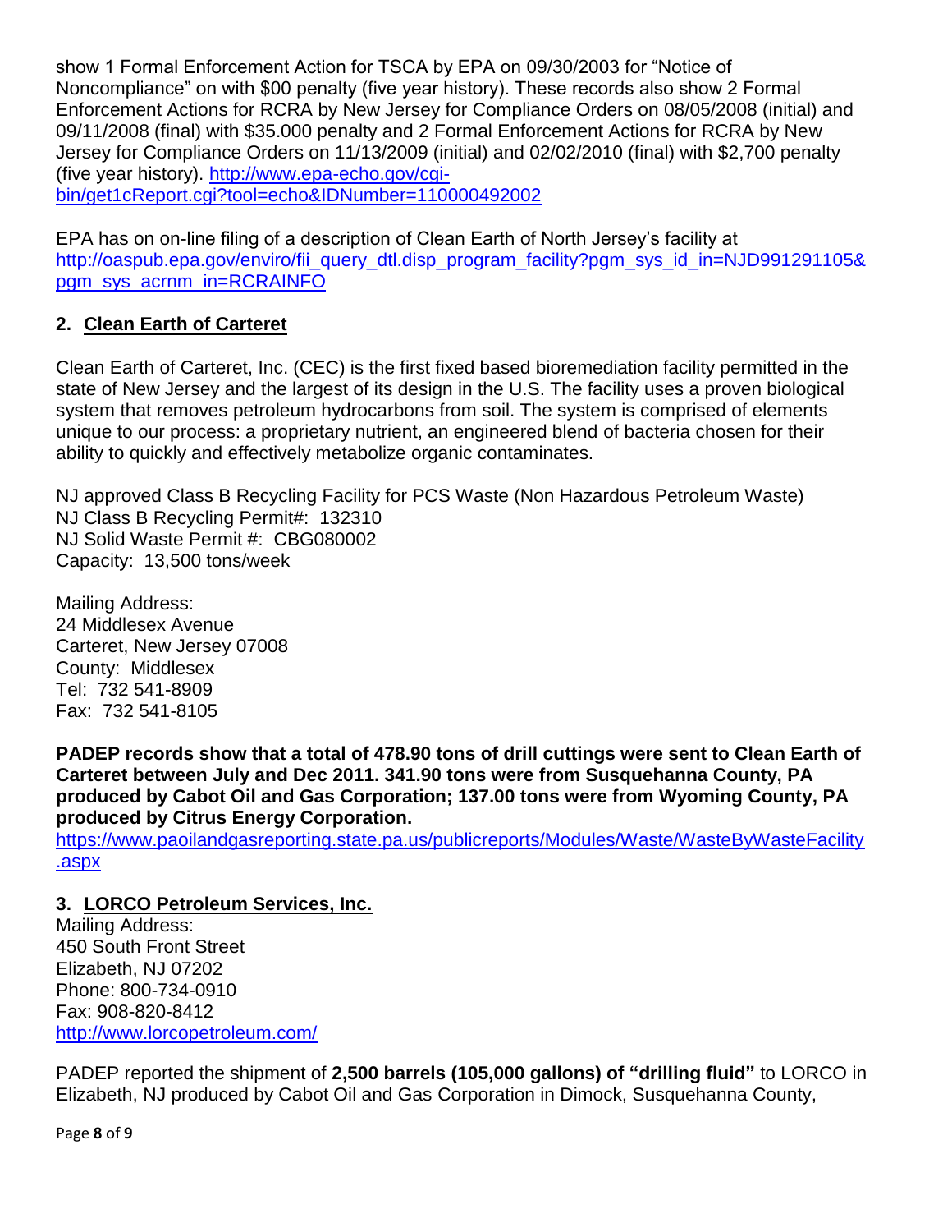show 1 Formal Enforcement Action for TSCA by EPA on 09/30/2003 for "Notice of Noncompliance" on with $00 penalty (five year history). These records also show 2 Formal Enforcement Actions for RCRA by New Jersey for Compliance Orders on 08/05/2008 (initial) and 09/11/2008 (final) with $35.000 penalty and 2 Formal Enforcement Actions for RCRA by New Jersey for Compliance Orders on 11/13/2009 (initial) and 02/02/2010 (final) with $2,700 penalty (five year history). [http://www.epa-echo.gov/cgi-bin/get1cReport.cgi?tool=echo&IDNumber=110000492002](http://www.epa-echo.gov/cgi-bin/get1cReport.cgi?tool=echo&IDNumber=110000492002)

EPA has on on-line filing of a description of Clean Earth of North Jersey's facility at [http://oaspub.epa.gov/enviro/fii_query_dtl.disp_program_facility?pgm_sys_id_in=NJD991291105&pgm_sys_acrnm_in=RCRAINFO](http://oaspub.epa.gov/enviro/fii_query_dtl.disp_program_facility?pgm_sys_id_in=NJD991291105&pgm_sys_acrnm_in=RCRAINFO)

## 2. Clean Earth of Carteret

Clean Earth of Carteret, Inc. (CEC) is the first fixed based bioremediation facility permitted in the state of New Jersey and the largest of its design in the U.S. The facility uses a proven biological system that removes petroleum hydrocarbons from soil. The system is comprised of elements unique to our process: a proprietary nutrient, an engineered blend of bacteria chosen for their ability to quickly and effectively metabolize organic contaminates.

NJ approved Class B Recycling Facility for PCS Waste (Non Hazardous Petroleum Waste)
NJ Class B Recycling Permit#: 132310
NJ Solid Waste Permit #: CBG080002
Capacity: 13,500 tons/week

Mailing Address:
24 Middlesex Avenue
Carteret, New Jersey 07008
County: Middlesex
Tel: 732 541-8909
Fax: 732 541-8105

**PADEP records show that a total of 478.90 tons of drill cuttings were sent to Clean Earth of Carteret between July and Dec 2011. 341.90 tons were from Susquehanna County, PA produced by Cabot Oil and Gas Corporation; 137.00 tons were from Wyoming County, PA produced by Citrus Energy Corporation.**
[https://www.paoilandgasreporting.state.pa.us/publicreports/Modules/Waste/WasteByWasteFacility.aspx](https://www.paoilandgasreporting.state.pa.us/publicreports/Modules/Waste/WasteByWasteFacility.aspx)

## 3. LORCO Petroleum Services, Inc.

Mailing Address:
450 South Front Street
Elizabeth, NJ 07202
Phone: 800-734-0910
Fax: 908-820-8412
[http://www.lorcopetroleum.com/](http://www.lorcopetroleum.com/)

PADEP reported the shipment of **2,500 barrels (105,000 gallons) of "drilling fluid"** to LORCO in Elizabeth, NJ produced by Cabot Oil and Gas Corporation in Dimock, Susquehanna County,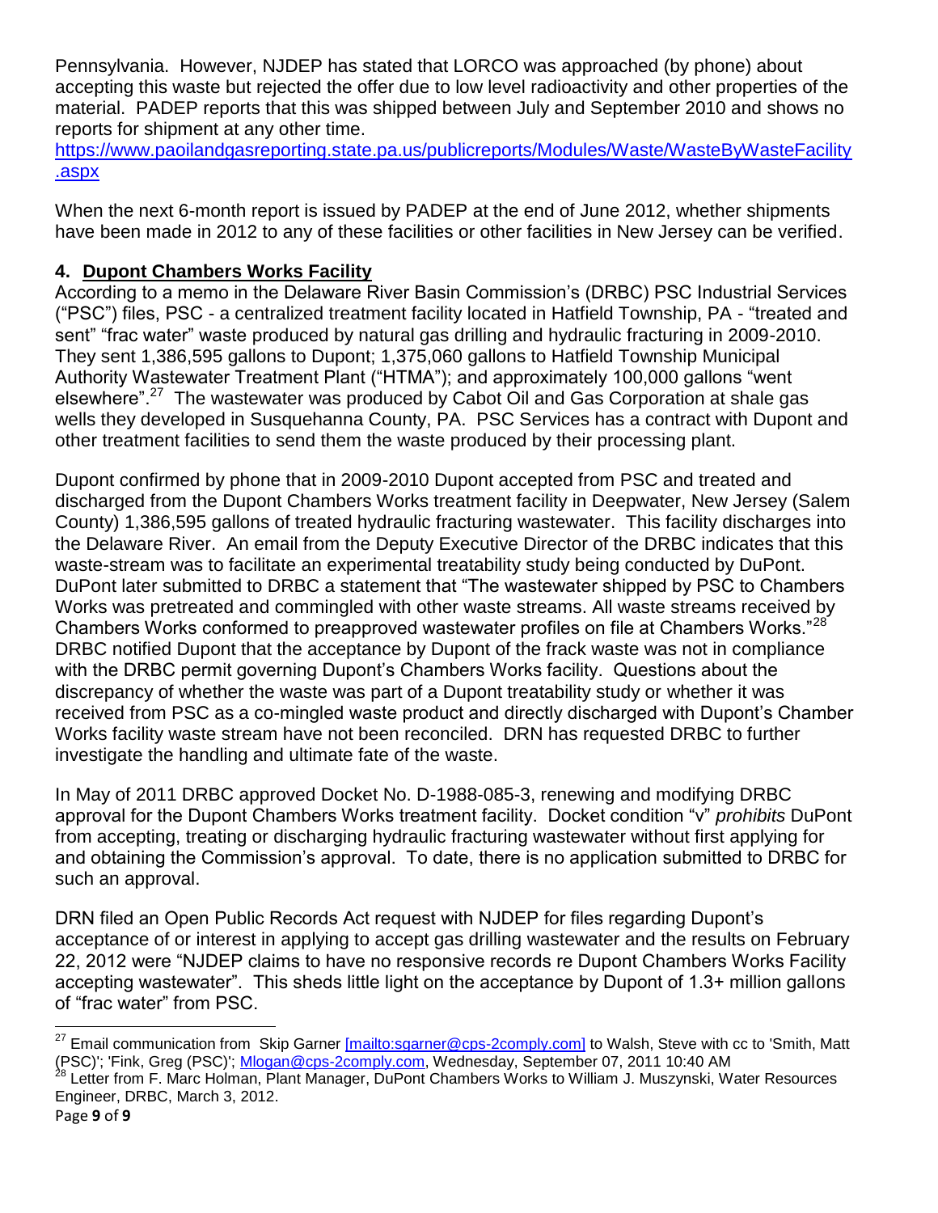Pennsylvania. However, NJDEP has stated that LORCO was approached (by phone) about accepting this waste but rejected the offer due to low level radioactivity and other properties of the material. PADEP reports that this was shipped between July and September 2010 and shows no reports for shipment at any other time.
https://www.paoilandgasreporting.state.pa.us/publicreports/Modules/Waste/WasteByWasteFacility.aspx

When the next 6-month report is issued by PADEP at the end of June 2012, whether shipments have been made in 2012 to any of these facilities or other facilities in New Jersey can be verified.

## 4. Dupont Chambers Works Facility

According to a memo in the Delaware River Basin Commission's (DRBC) PSC Industrial Services ("PSC") files, PSC - a centralized treatment facility located in Hatfield Township, PA - "treated and sent" "frac water" waste produced by natural gas drilling and hydraulic fracturing in 2009-2010. They sent 1,386,595 gallons to Dupont; 1,375,060 gallons to Hatfield Township Municipal Authority Wastewater Treatment Plant ("HTMA"); and approximately 100,000 gallons "went elsewhere".[27] The wastewater was produced by Cabot Oil and Gas Corporation at shale gas wells they developed in Susquehanna County, PA. PSC Services has a contract with Dupont and other treatment facilities to send them the waste produced by their processing plant.

Dupont confirmed by phone that in 2009-2010 Dupont accepted from PSC and treated and discharged from the Dupont Chambers Works treatment facility in Deepwater, New Jersey (Salem County) 1,386,595 gallons of treated hydraulic fracturing wastewater. This facility discharges into the Delaware River. An email from the Deputy Executive Director of the DRBC indicates that this waste-stream was to facilitate an experimental treatability study being conducted by DuPont. DuPont later submitted to DRBC a statement that "The wastewater shipped by PSC to Chambers Works was pretreated and commingled with other waste streams. All waste streams received by Chambers Works conformed to preapproved wastewater profiles on file at Chambers Works."[28] DRBC notified Dupont that the acceptance by Dupont of the frack waste was not in compliance with the DRBC permit governing Dupont's Chambers Works facility. Questions about the discrepancy of whether the waste was part of a Dupont treatability study or whether it was received from PSC as a co-mingled waste product and directly discharged with Dupont's Chamber Works facility waste stream have not been reconciled. DRN has requested DRBC to further investigate the handling and ultimate fate of the waste.

In May of 2011 DRBC approved Docket No. D-1988-085-3, renewing and modifying DRBC approval for the Dupont Chambers Works treatment facility. Docket condition "v" *prohibits* DuPont from accepting, treating or discharging hydraulic fracturing wastewater without first applying for and obtaining the Commission's approval. To date, there is no application submitted to DRBC for such an approval.

DRN filed an Open Public Records Act request with NJDEP for files regarding Dupont's acceptance of or interest in applying to accept gas drilling wastewater and the results on February 22, 2012 were "NJDEP claims to have no responsive records re Dupont Chambers Works Facility accepting wastewater". This sheds little light on the acceptance by Dupont of 1.3+ million gallons of "frac water" from PSC.

---

[27] Email communication from Skip Garner [mailto:sgarner@cps-2comply.com] to Walsh, Steve with cc to 'Smith, Matt (PSC)'; 'Fink, Greg (PSC)'; Mlogan@cps-2comply.com, Wednesday, September 07, 2011 10:40 AM

[28] Letter from F. Marc Holman, Plant Manager, DuPont Chambers Works to William J. Muszynski, Water Resources Engineer, DRBC, March 3, 2012.